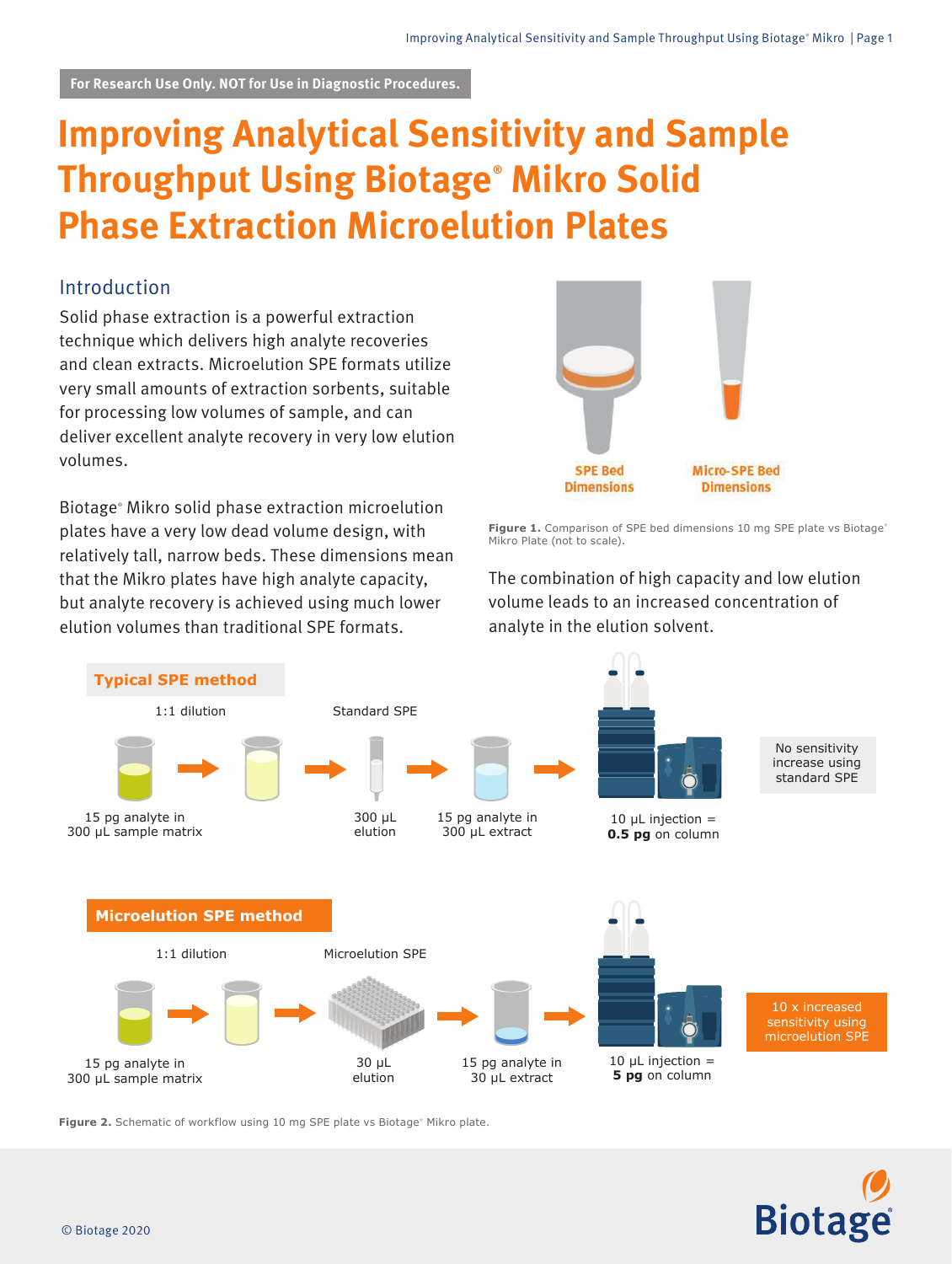For Research Use Only. NOT for Use in Diagnostic Procedures.

# Improving Analytical Sensitivity and Sample Throughput Using Biotage® Mikro Solid Phase Extraction Microelution Plates

## Introduction

Solid phase extraction is a powerful extraction technique which delivers high analyte recoveries and clean extracts. Microelution SPE formats utilize very small amounts of extraction sorbents, suitable for processing low volumes of sample, and can deliver excellent analyte recovery in very low elution volumes.

Biotage® Mikro solid phase extraction microelution plates have a very low dead volume design, with relatively tall, narrow beds. These dimensions mean that the Mikro plates have high analyte capacity, but analyte recovery is achieved using much lower elution volumes than traditional SPE formats.

SPE Bed Dimensions

Micro-SPE Bed Dimensions

**Figure 1.** Comparison of SPE bed dimensions 10 mg SPE plate vs Biotage® Mikro Plate (not to scale).

The combination of high capacity and low elution volume leads to an increased concentration of analyte in the elution solvent.

**Typical SPE method**

15 pg analyte in 300 µL sample matrix → 1:1 dilution → Standard SPE (300 µL elution) → 15 pg analyte in 300 µL extract → 10 µL injection = **0.5 pg** on column

No sensitivity increase using standard SPE

**Microelution SPE method**

15 pg analyte in 300 µL sample matrix → 1:1 dilution → Microelution SPE (30 µL elution) → 15 pg analyte in 30 µL extract → 10 µL injection = **5 pg** on column

10 x increased sensitivity using microelution SPE

**Figure 2.** Schematic of workflow using 10 mg SPE plate vs Biotage® Mikro plate.

© Biotage 2020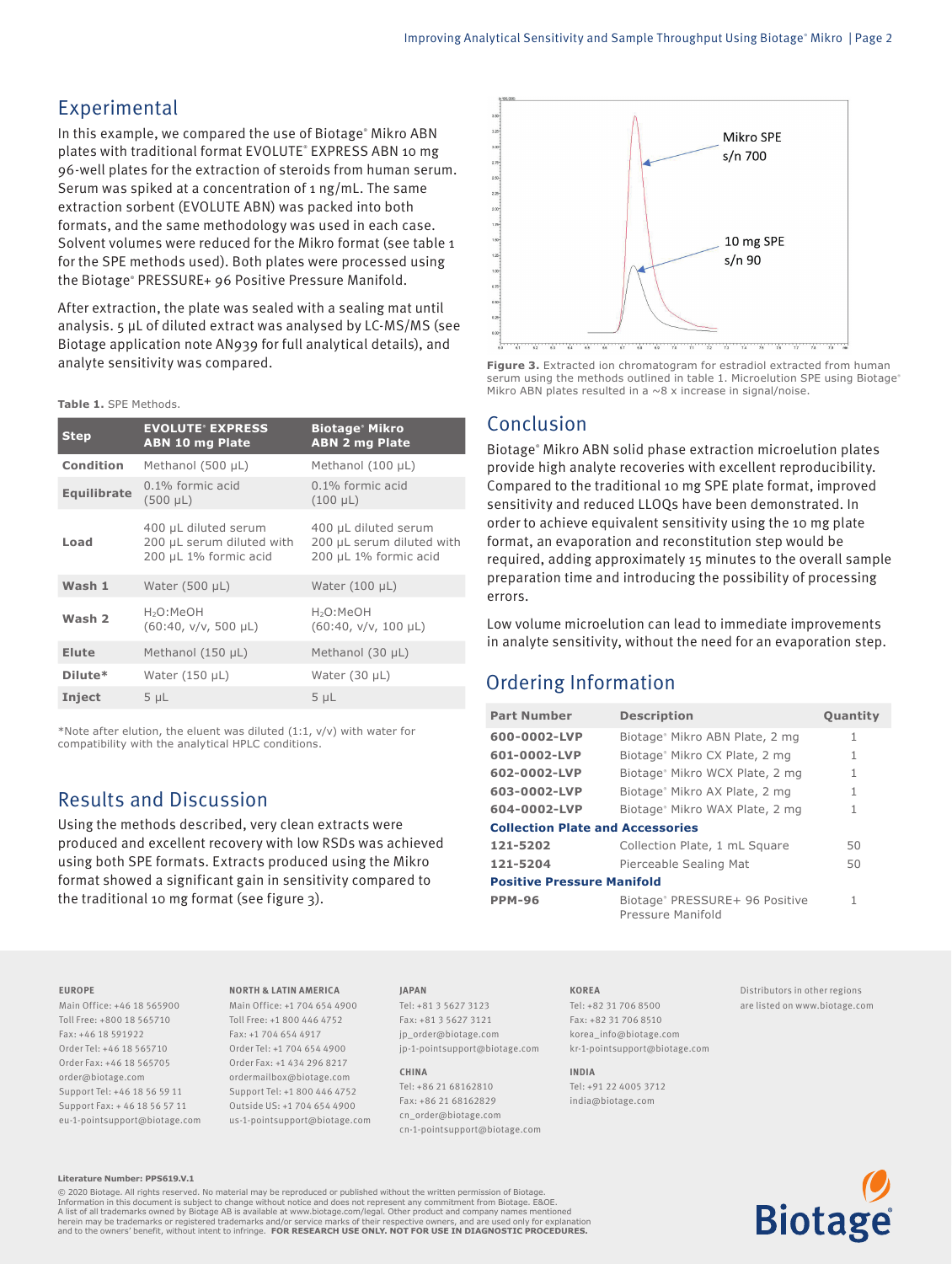## Experimental

In this example, we compared the use of Biotage® Mikro ABN plates with traditional format EVOLUTE® EXPRESS ABN 10 mg 96-well plates for the extraction of steroids from human serum. Serum was spiked at a concentration of 1 ng/mL. The same extraction sorbent (EVOLUTE ABN) was packed into both formats, and the same methodology was used in each case. Solvent volumes were reduced for the Mikro format (see table 1 for the SPE methods used). Both plates were processed using the Biotage® PRESSURE+ 96 Positive Pressure Manifold.

After extraction, the plate was sealed with a sealing mat until analysis. 5 µL of diluted extract was analysed by LC-MS/MS (see Biotage application note AN939 for full analytical details), and analyte sensitivity was compared.

**Table 1.** SPE Methods.

| Step | EVOLUTE® EXPRESS ABN 10 mg Plate | Biotage® Mikro ABN 2 mg Plate |
|---|---|---|
| Condition | Methanol (500 µL) | Methanol (100 µL) |
| Equilibrate | 0.1% formic acid (500 µL) | 0.1% formic acid (100 µL) |
| Load | 400 µL diluted serum 200 µL serum diluted with 200 µL 1% formic acid | 400 µL diluted serum 200 µL serum diluted with 200 µL 1% formic acid |
| Wash 1 | Water (500 µL) | Water (100 µL) |
| Wash 2 | $H_2O$:MeOH (60:40, v/v, 500 µL) | $H_2O$:MeOH (60:40, v/v, 100 µL) |
| Elute | Methanol (150 µL) | Methanol (30 µL) |
| Dilute* | Water (150 µL) | Water (30 µL) |
| Inject | 5 µL | 5 µL |

*Note after elution, the eluent was diluted (1:1, v/v) with water for compatibility with the analytical HPLC conditions.

## Results and Discussion

Using the methods described, very clean extracts were produced and excellent recovery with low RSDs was achieved using both SPE formats. Extracts produced using the Mikro format showed a significant gain in sensitivity compared to the traditional 10 mg format (see figure 3).

Mikro SPE
s/n 700

10 mg SPE
s/n 90

**Figure 3.** Extracted ion chromatogram for estradiol extracted from human serum using the methods outlined in table 1. Microelution SPE using Biotage® Mikro ABN plates resulted in a ~8 x increase in signal/noise.

## Conclusion

Biotage® Mikro ABN solid phase extraction microelution plates provide high analyte recoveries with excellent reproducibility. Compared to the traditional 10 mg SPE plate format, improved sensitivity and reduced LLOQs have been demonstrated. In order to achieve equivalent sensitivity using the 10 mg plate format, an evaporation and reconstitution step would be required, adding approximately 15 minutes to the overall sample preparation time and introducing the possibility of processing errors.

Low volume microelution can lead to immediate improvements in analyte sensitivity, without the need for an evaporation step.

## Ordering Information

| Part Number | Description | Quantity |
|---|---|---|
| 600-0002-LVP | Biotage® Mikro ABN Plate, 2 mg | 1 |
| 601-0002-LVP | Biotage® Mikro CX Plate, 2 mg | 1 |
| 602-0002-LVP | Biotage® Mikro WCX Plate, 2 mg | 1 |
| 603-0002-LVP | Biotage® Mikro AX Plate, 2 mg | 1 |
| 604-0002-LVP | Biotage® Mikro WAX Plate, 2 mg | 1 |
| **Collection Plate and Accessories** | | |
| 121-5202 | Collection Plate, 1 mL Square | 50 |
| 121-5204 | Pierceable Sealing Mat | 50 |
| **Positive Pressure Manifold** | | |
| PPM-96 | Biotage® PRESSURE+ 96 Positive Pressure Manifold | 1 |

**EUROPE**
Main Office: +46 18 565900
Toll Free: +800 18 565710
Fax: +46 18 591922
Order Tel: +46 18 565710
Order Fax: +46 18 565705
order@biotage.com
Support Tel: +46 18 56 59 11
Support Fax: + 46 18 56 57 11
eu-1-pointsupport@biotage.com

**NORTH & LATIN AMERICA**
Main Office: +1 704 654 4900
Toll Free: +1 800 446 4752
Fax: +1 704 654 4917
Order Tel: +1 704 654 4900
Order Fax: +1 434 296 8217
ordermailbox@biotage.com
Support Tel: +1 800 446 4752
Outside US: +1 704 654 4900
us-1-pointsupport@biotage.com

**JAPAN**
Tel: +81 3 5627 3123
Fax: +81 3 5627 3121
jp_order@biotage.com
jp-1-pointsupport@biotage.com

**CHINA**
Tel: +86 21 68162810
Fax: +86 21 68162829
cn_order@biotage.com
cn-1-pointsupport@biotage.com

**KOREA**
Tel: +82 31 706 8500
Fax: +82 31 706 8510
korea_info@biotage.com
kr-1-pointsupport@biotage.com

**INDIA**
Tel: +91 22 4005 3712
india@biotage.com

Distributors in other regions are listed on www.biotage.com

**Literature Number: PPS619.V.1**

© 2020 Biotage. All rights reserved. No material may be reproduced or published without the written permission of Biotage. Information in this document is subject to change without notice and does not represent any commitment from Biotage. E&OE. A list of all trademarks owned by Biotage AB is available at www.biotage.com/legal. Other product and company names mentioned herein may be trademarks or registered trademarks and/or service marks of their respective owners, and are used only for explanation and to the owners' benefit, without intent to infringe. **FOR RESEARCH USE ONLY. NOT FOR USE IN DIAGNOSTIC PROCEDURES.**

Biotage®